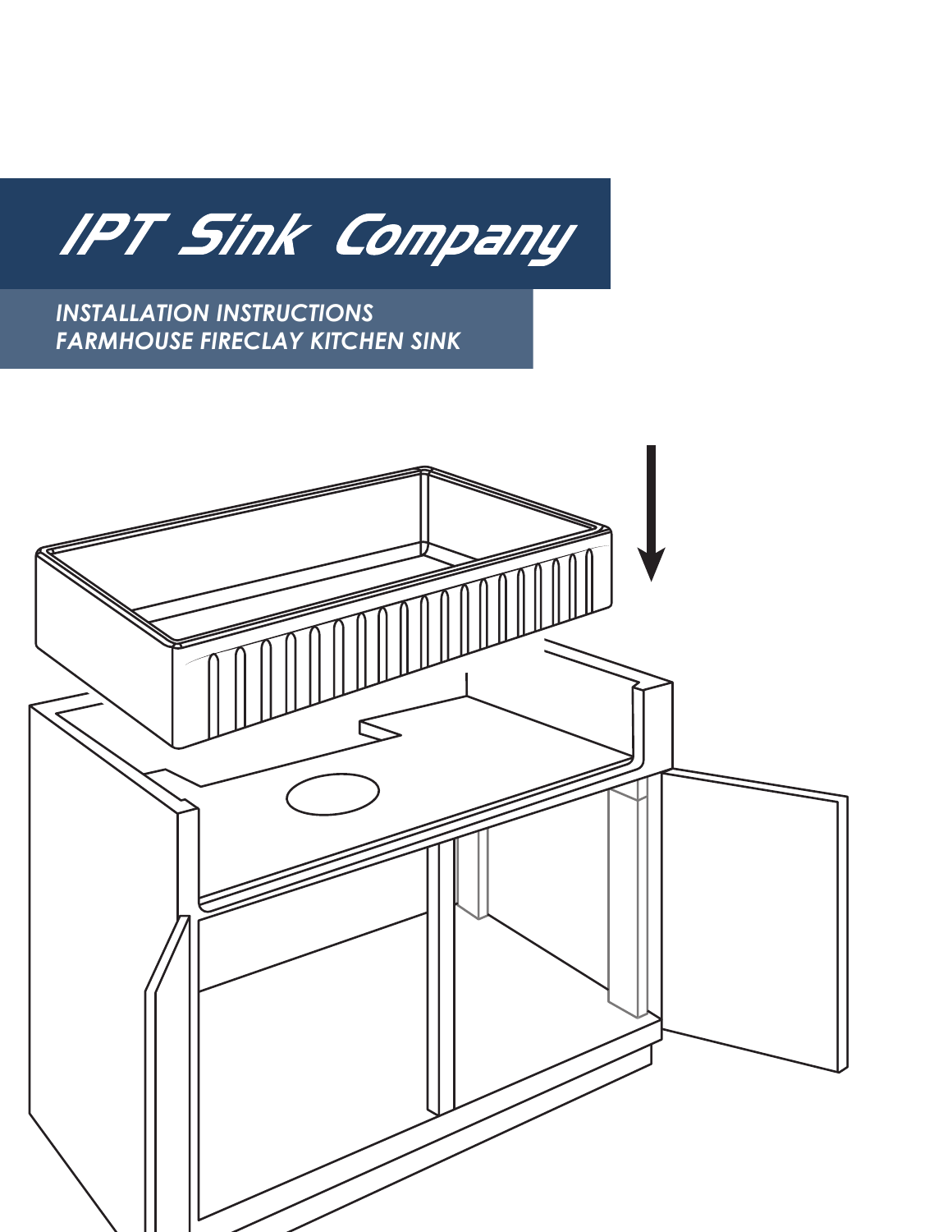# IPT Sink Company

## INSTALLATION INSTRUCTIONS
## FARMHOUSE FIRECLAY KITCHEN SINK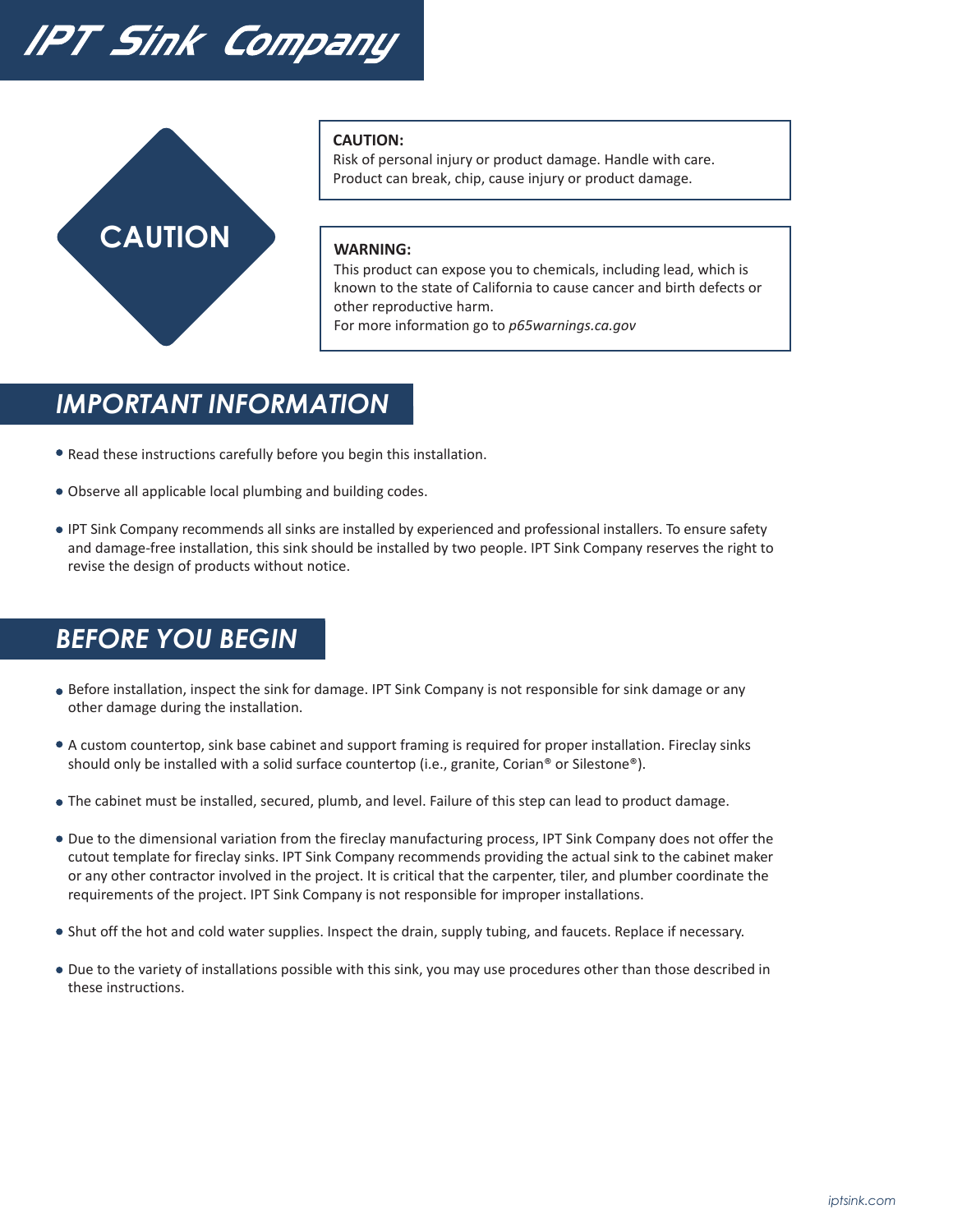# IPT Sink Company

CAUTION

**CAUTION:**
Risk of personal injury or product damage. Handle with care.
Product can break, chip, cause injury or product damage.

**WARNING:**
This product can expose you to chemicals, including lead, which is known to the state of California to cause cancer and birth defects or other reproductive harm.
For more information go to *p65warnings.ca.gov*

## IMPORTANT INFORMATION

- Read these instructions carefully before you begin this installation.
- Observe all applicable local plumbing and building codes.
- IPT Sink Company recommends all sinks are installed by experienced and professional installers. To ensure safety and damage-free installation, this sink should be installed by two people. IPT Sink Company reserves the right to revise the design of products without notice.

## BEFORE YOU BEGIN

- Before installation, inspect the sink for damage. IPT Sink Company is not responsible for sink damage or any other damage during the installation.
- A custom countertop, sink base cabinet and support framing is required for proper installation. Fireclay sinks should only be installed with a solid surface countertop (i.e., granite, Corian® or Silestone®).
- The cabinet must be installed, secured, plumb, and level. Failure of this step can lead to product damage.
- Due to the dimensional variation from the fireclay manufacturing process, IPT Sink Company does not offer the cutout template for fireclay sinks. IPT Sink Company recommends providing the actual sink to the cabinet maker or any other contractor involved in the project. It is critical that the carpenter, tiler, and plumber coordinate the requirements of the project. IPT Sink Company is not responsible for improper installations.
- Shut off the hot and cold water supplies. Inspect the drain, supply tubing, and faucets. Replace if necessary.
- Due to the variety of installations possible with this sink, you may use procedures other than those described in these instructions.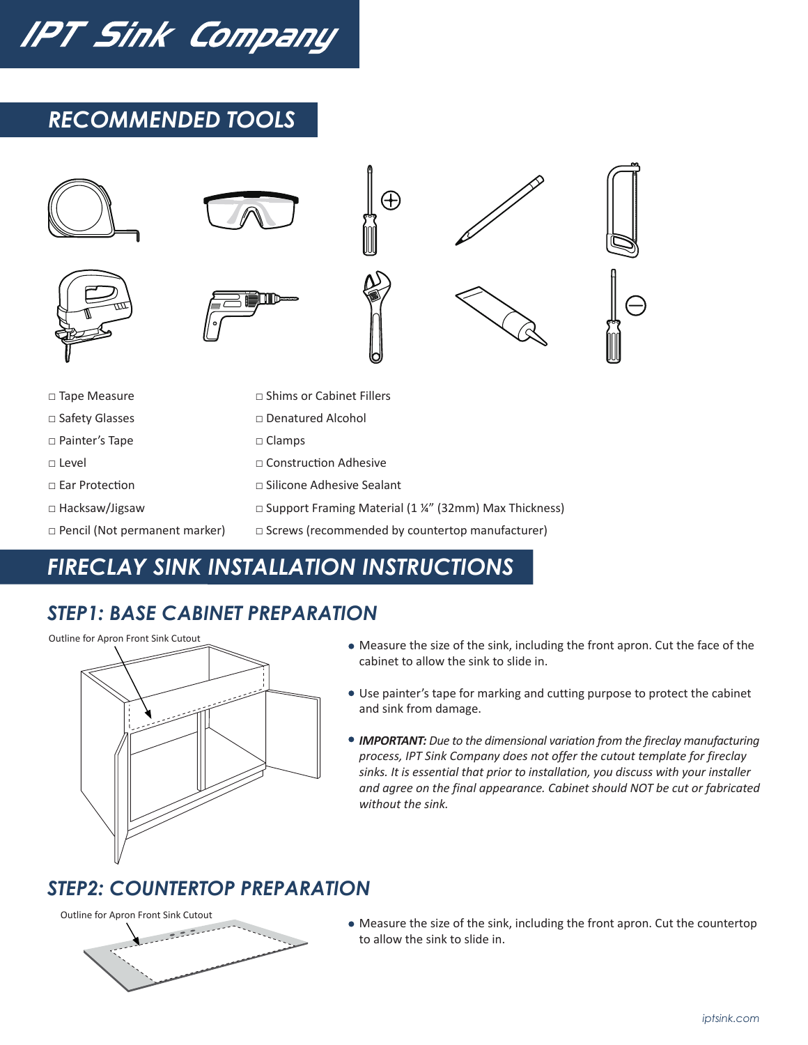# IPT Sink Company

## RECOMMENDED TOOLS

- □ Tape Measure
- □ Safety Glasses
- □ Painter's Tape
- □ Level
- □ Ear Protection
- □ Hacksaw/Jigsaw
- □ Pencil (Not permanent marker)
- □ Shims or Cabinet Fillers
- □ Denatured Alcohol
- □ Clamps
- □ Construction Adhesive
- □ Silicone Adhesive Sealant
- □ Support Framing Material (1 ¼" (32mm) Max Thickness)
- □ Screws (recommended by countertop manufacturer)

## FIRECLAY SINK INSTALLATION INSTRUCTIONS

### STEP1: BASE CABINET PREPARATION

Outline for Apron Front Sink Cutout

- Measure the size of the sink, including the front apron. Cut the face of the cabinet to allow the sink to slide in.
- Use painter's tape for marking and cutting purpose to protect the cabinet and sink from damage.
- ***IMPORTANT:*** *Due to the dimensional variation from the fireclay manufacturing process, IPT Sink Company does not offer the cutout template for fireclay sinks. It is essential that prior to installation, you discuss with your installer and agree on the final appearance. Cabinet should NOT be cut or fabricated without the sink.*

### STEP2: COUNTERTOP PREPARATION

Outline for Apron Front Sink Cutout

- Measure the size of the sink, including the front apron. Cut the countertop to allow the sink to slide in.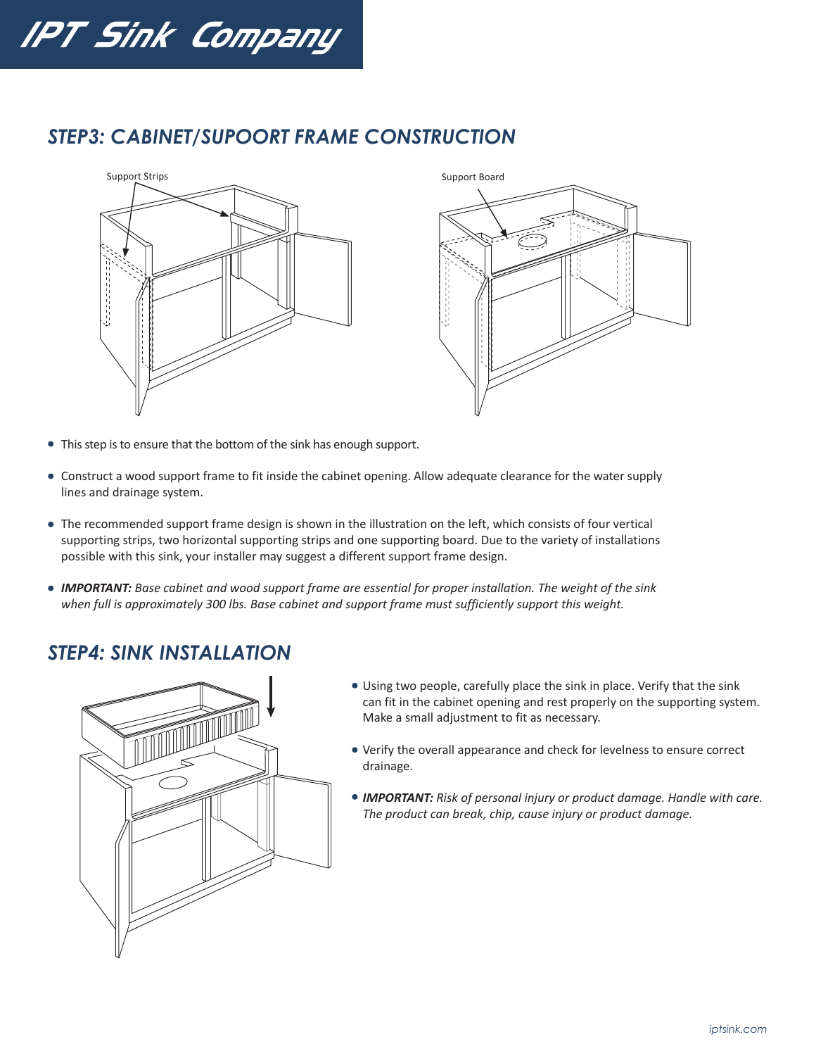## STEP3: CABINET/SUPOORT FRAME CONSTRUCTION

Support Strips

Support Board

- This step is to ensure that the bottom of the sink has enough support.
- Construct a wood support frame to fit inside the cabinet opening. Allow adequate clearance for the water supply lines and drainage system.
- The recommended support frame design is shown in the illustration on the left, which consists of four vertical supporting strips, two horizontal supporting strips and one supporting board. Due to the variety of installations possible with this sink, your installer may suggest a different support frame design.
- ***IMPORTANT:*** *Base cabinet and wood support frame are essential for proper installation. The weight of the sink when full is approximately 300 lbs. Base cabinet and support frame must sufficiently support this weight.*

## STEP4: SINK INSTALLATION

- Using two people, carefully place the sink in place. Verify that the sink can fit in the cabinet opening and rest properly on the supporting system. Make a small adjustment to fit as necessary.
- Verify the overall appearance and check for levelness to ensure correct drainage.
- ***IMPORTANT:*** *Risk of personal injury or product damage. Handle with care. The product can break, chip, cause injury or product damage.*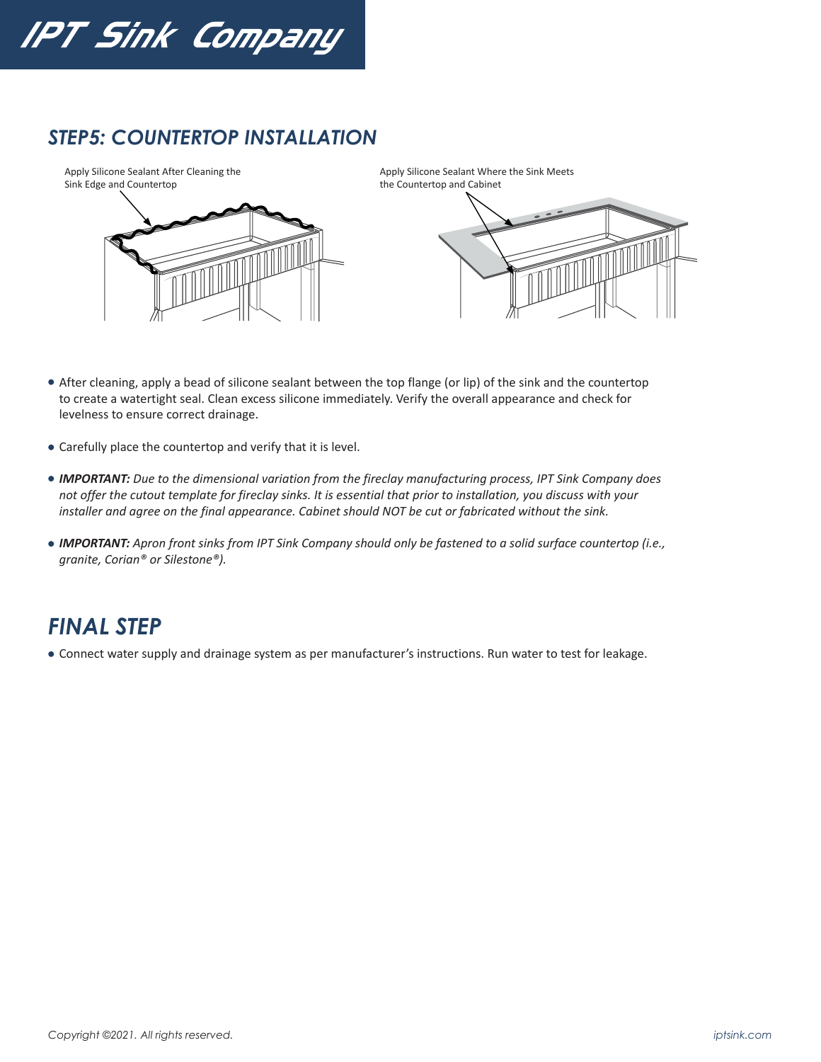# IPT Sink Company

## STEP5: COUNTERTOP INSTALLATION

Apply Silicone Sealant After Cleaning the Sink Edge and Countertop

Apply Silicone Sealant Where the Sink Meets the Countertop and Cabinet

- After cleaning, apply a bead of silicone sealant between the top flange (or lip) of the sink and the countertop to create a watertight seal. Clean excess silicone immediately. Verify the overall appearance and check for levelness to ensure correct drainage.
- Carefully place the countertop and verify that it is level.
- ***IMPORTANT:*** *Due to the dimensional variation from the fireclay manufacturing process, IPT Sink Company does not offer the cutout template for fireclay sinks. It is essential that prior to installation, you discuss with your installer and agree on the final appearance. Cabinet should NOT be cut or fabricated without the sink.*
- ***IMPORTANT:*** *Apron front sinks from IPT Sink Company should only be fastened to a solid surface countertop (i.e., granite, Corian® or Silestone®).*

## FINAL STEP

- Connect water supply and drainage system as per manufacturer's instructions. Run water to test for leakage.